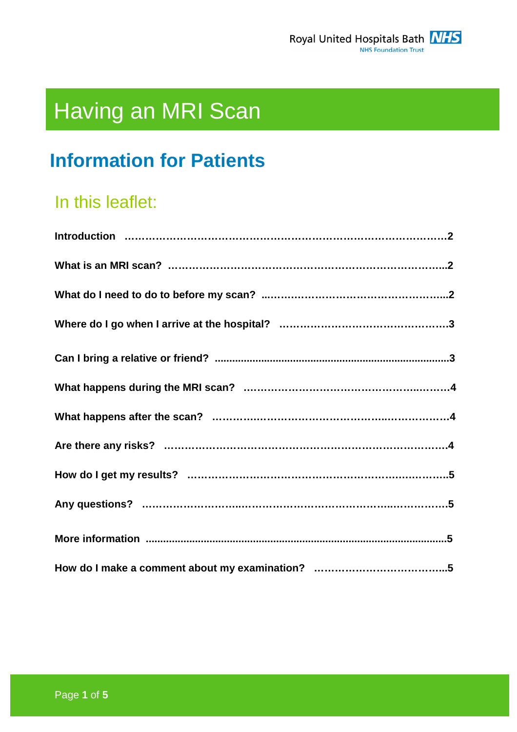Royal United Hospitals Bath NHS Foundation Trust

# Having an MRI Scan

## Information for Patients

### In this leaflet:

**Introduction ……………………………………………………………………………2**

**What is an MRI scan? …………………………………………………………………..2**

**What do I need to do to before my scan? ……………………………………………..2**

**Where do I go when I arrive at the hospital? ………………………………………….3**

**Can I bring a relative or friend? ....................................................................................3**

**What happens during the MRI scan? ………………………………………..………4**

**What happens after the scan? ……………………………………...………………4**

**Are there any risks? ………………………………………………………………………4**

**How do I get my results? ……………………………………………………..…………5**

**Any questions? ……………………..………………………………………..……………5**

**More information ..........................................................................................................5**

**How do I make a comment about my examination? ………………………………..5**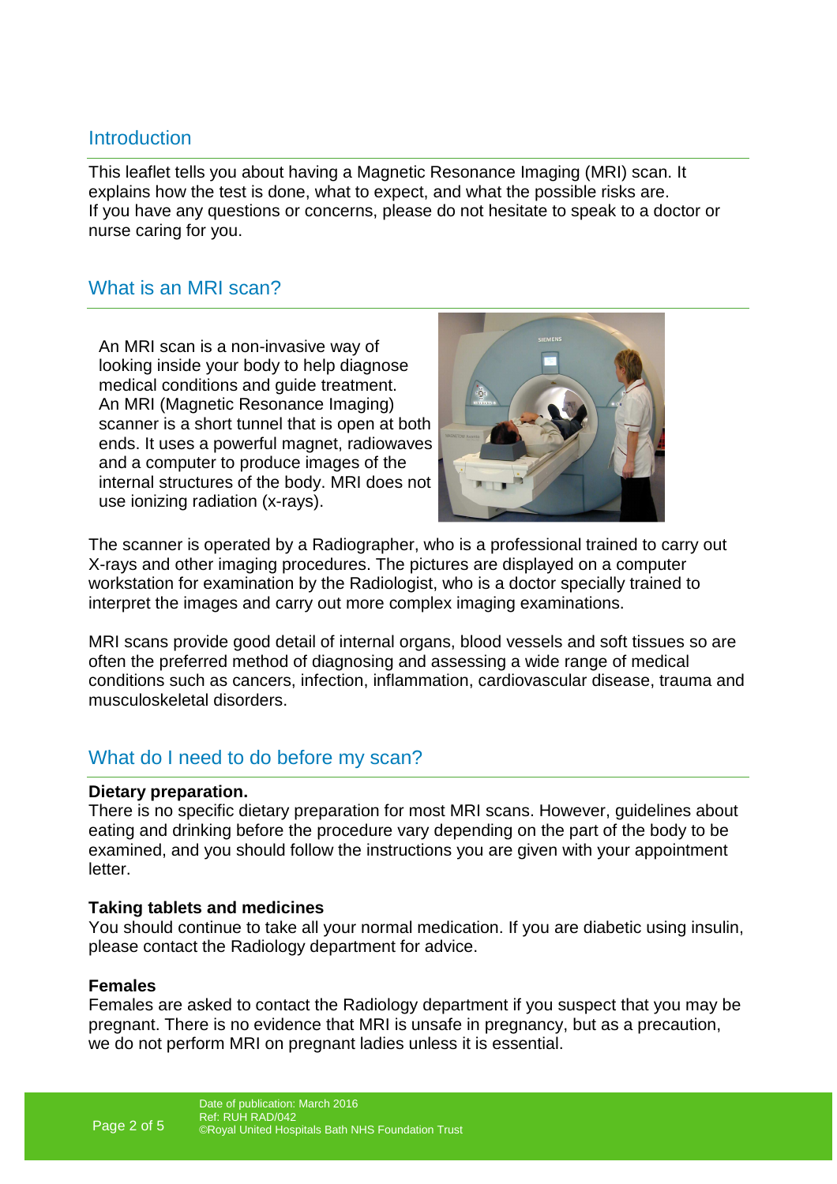## Introduction

This leaflet tells you about having a Magnetic Resonance Imaging (MRI) scan. It explains how the test is done, what to expect, and what the possible risks are.
If you have any questions or concerns, please do not hesitate to speak to a doctor or nurse caring for you.

## What is an MRI scan?

An MRI scan is a non-invasive way of looking inside your body to help diagnose medical conditions and guide treatment. An MRI (Magnetic Resonance Imaging) scanner is a short tunnel that is open at both ends. It uses a powerful magnet, radiowaves and a computer to produce images of the internal structures of the body. MRI does not use ionizing radiation (x-rays).

The scanner is operated by a Radiographer, who is a professional trained to carry out X-rays and other imaging procedures. The pictures are displayed on a computer workstation for examination by the Radiologist, who is a doctor specially trained to interpret the images and carry out more complex imaging examinations.

MRI scans provide good detail of internal organs, blood vessels and soft tissues so are often the preferred method of diagnosing and assessing a wide range of medical conditions such as cancers, infection, inflammation, cardiovascular disease, trauma and musculoskeletal disorders.

## What do I need to do before my scan?

**Dietary preparation.**
There is no specific dietary preparation for most MRI scans. However, guidelines about eating and drinking before the procedure vary depending on the part of the body to be examined, and you should follow the instructions you are given with your appointment letter.

**Taking tablets and medicines**
You should continue to take all your normal medication. If you are diabetic using insulin, please contact the Radiology department for advice.

**Females**
Females are asked to contact the Radiology department if you suspect that you may be pregnant. There is no evidence that MRI is unsafe in pregnancy, but as a precaution, we do not perform MRI on pregnant ladies unless it is essential.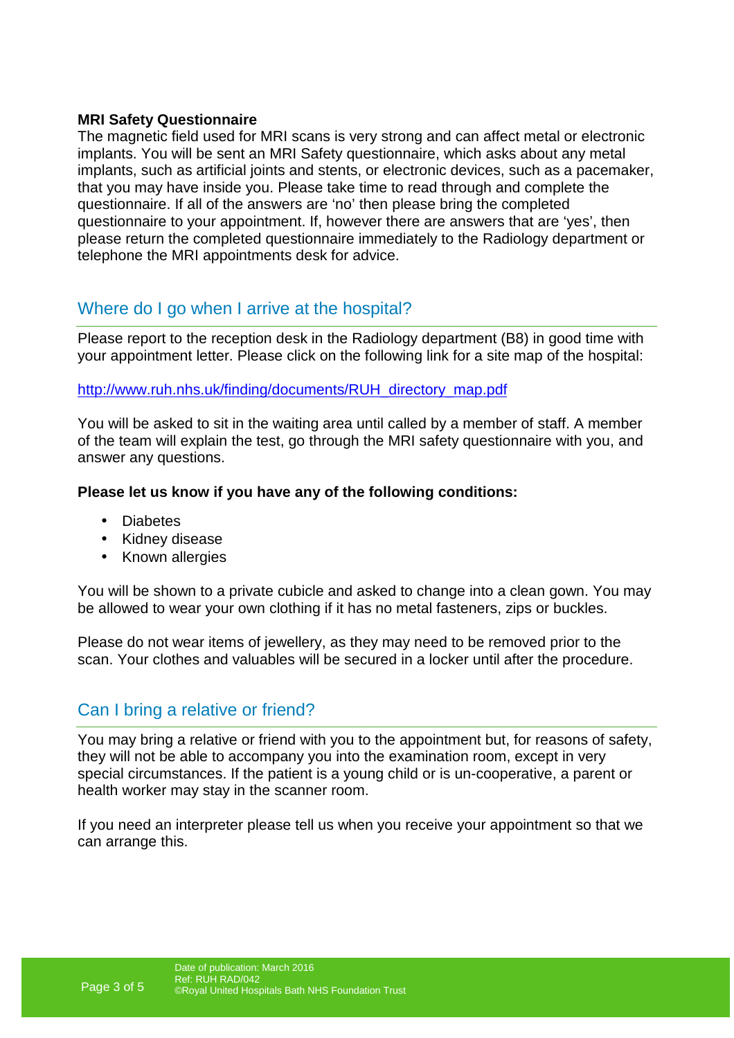**MRI Safety Questionnaire**

The magnetic field used for MRI scans is very strong and can affect metal or electronic implants. You will be sent an MRI Safety questionnaire, which asks about any metal implants, such as artificial joints and stents, or electronic devices, such as a pacemaker, that you may have inside you. Please take time to read through and complete the questionnaire. If all of the answers are 'no' then please bring the completed questionnaire to your appointment. If, however there are answers that are 'yes', then please return the completed questionnaire immediately to the Radiology department or telephone the MRI appointments desk for advice.

## Where do I go when I arrive at the hospital?

Please report to the reception desk in the Radiology department (B8) in good time with your appointment letter. Please click on the following link for a site map of the hospital:

http://www.ruh.nhs.uk/finding/documents/RUH_directory_map.pdf

You will be asked to sit in the waiting area until called by a member of staff. A member of the team will explain the test, go through the MRI safety questionnaire with you, and answer any questions.

**Please let us know if you have any of the following conditions:**

- Diabetes
- Kidney disease
- Known allergies

You will be shown to a private cubicle and asked to change into a clean gown. You may be allowed to wear your own clothing if it has no metal fasteners, zips or buckles.

Please do not wear items of jewellery, as they may need to be removed prior to the scan. Your clothes and valuables will be secured in a locker until after the procedure.

## Can I bring a relative or friend?

You may bring a relative or friend with you to the appointment but, for reasons of safety, they will not be able to accompany you into the examination room, except in very special circumstances. If the patient is a young child or is un-cooperative, a parent or health worker may stay in the scanner room.

If you need an interpreter please tell us when you receive your appointment so that we can arrange this.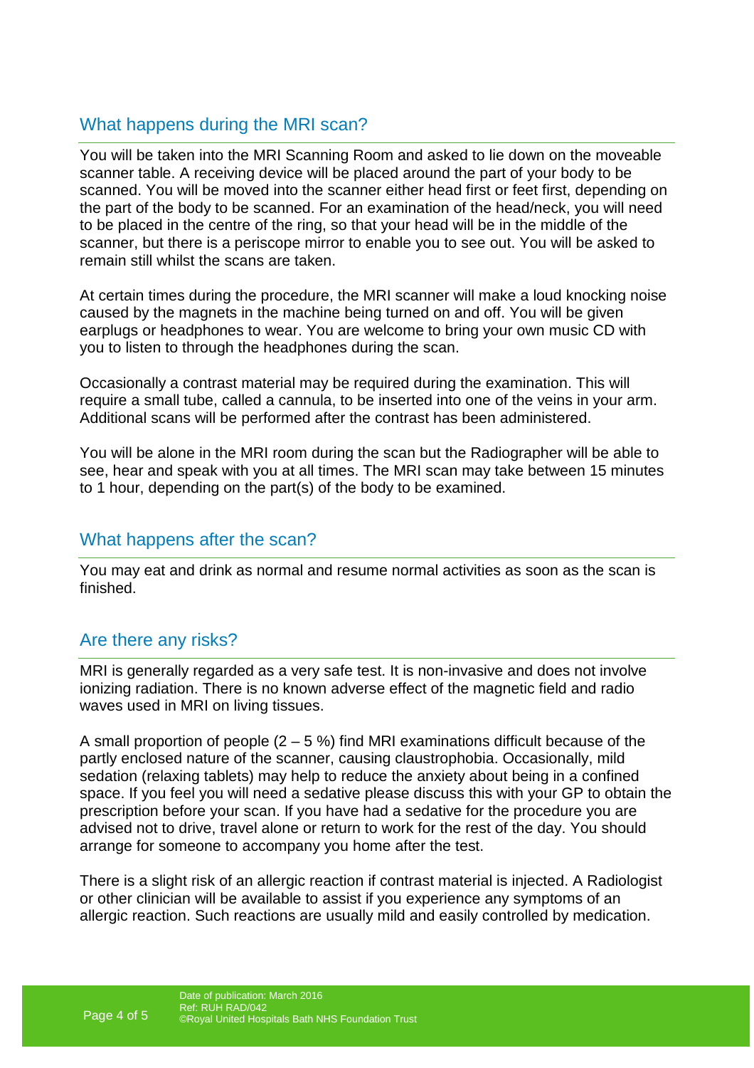## What happens during the MRI scan?

You will be taken into the MRI Scanning Room and asked to lie down on the moveable scanner table. A receiving device will be placed around the part of your body to be scanned. You will be moved into the scanner either head first or feet first, depending on the part of the body to be scanned. For an examination of the head/neck, you will need to be placed in the centre of the ring, so that your head will be in the middle of the scanner, but there is a periscope mirror to enable you to see out. You will be asked to remain still whilst the scans are taken.

At certain times during the procedure, the MRI scanner will make a loud knocking noise caused by the magnets in the machine being turned on and off. You will be given earplugs or headphones to wear. You are welcome to bring your own music CD with you to listen to through the headphones during the scan.

Occasionally a contrast material may be required during the examination. This will require a small tube, called a cannula, to be inserted into one of the veins in your arm. Additional scans will be performed after the contrast has been administered.

You will be alone in the MRI room during the scan but the Radiographer will be able to see, hear and speak with you at all times. The MRI scan may take between 15 minutes to 1 hour, depending on the part(s) of the body to be examined.

## What happens after the scan?

You may eat and drink as normal and resume normal activities as soon as the scan is finished.

## Are there any risks?

MRI is generally regarded as a very safe test. It is non-invasive and does not involve ionizing radiation. There is no known adverse effect of the magnetic field and radio waves used in MRI on living tissues.

A small proportion of people (2 – 5 %) find MRI examinations difficult because of the partly enclosed nature of the scanner, causing claustrophobia. Occasionally, mild sedation (relaxing tablets) may help to reduce the anxiety about being in a confined space. If you feel you will need a sedative please discuss this with your GP to obtain the prescription before your scan. If you have had a sedative for the procedure you are advised not to drive, travel alone or return to work for the rest of the day. You should arrange for someone to accompany you home after the test.

There is a slight risk of an allergic reaction if contrast material is injected. A Radiologist or other clinician will be available to assist if you experience any symptoms of an allergic reaction. Such reactions are usually mild and easily controlled by medication.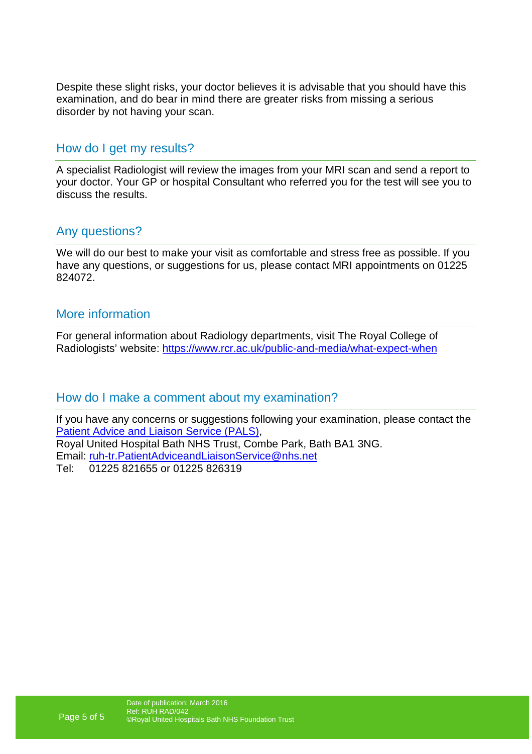Despite these slight risks, your doctor believes it is advisable that you should have this examination, and do bear in mind there are greater risks from missing a serious disorder by not having your scan.

## How do I get my results?

A specialist Radiologist will review the images from your MRI scan and send a report to your doctor. Your GP or hospital Consultant who referred you for the test will see you to discuss the results.

## Any questions?

We will do our best to make your visit as comfortable and stress free as possible. If you have any questions, or suggestions for us, please contact MRI appointments on 01225 824072.

## More information

For general information about Radiology departments, visit The Royal College of Radiologists' website: [https://www.rcr.ac.uk/public-and-media/what-expect-when](https://www.rcr.ac.uk/public-and-media/what-expect-when)

## How do I make a comment about my examination?

If you have any concerns or suggestions following your examination, please contact the [Patient Advice and Liaison Service (PALS)](),
Royal United Hospital Bath NHS Trust, Combe Park, Bath BA1 3NG.
Email: [ruh-tr.PatientAdviceandLiaisonService@nhs.net](mailto:ruh-tr.PatientAdviceandLiaisonService@nhs.net)
Tel: 01225 821655 or 01225 826319

Date of publication: March 2016
Ref: RUH RAD/042
©Royal United Hospitals Bath NHS Foundation Trust